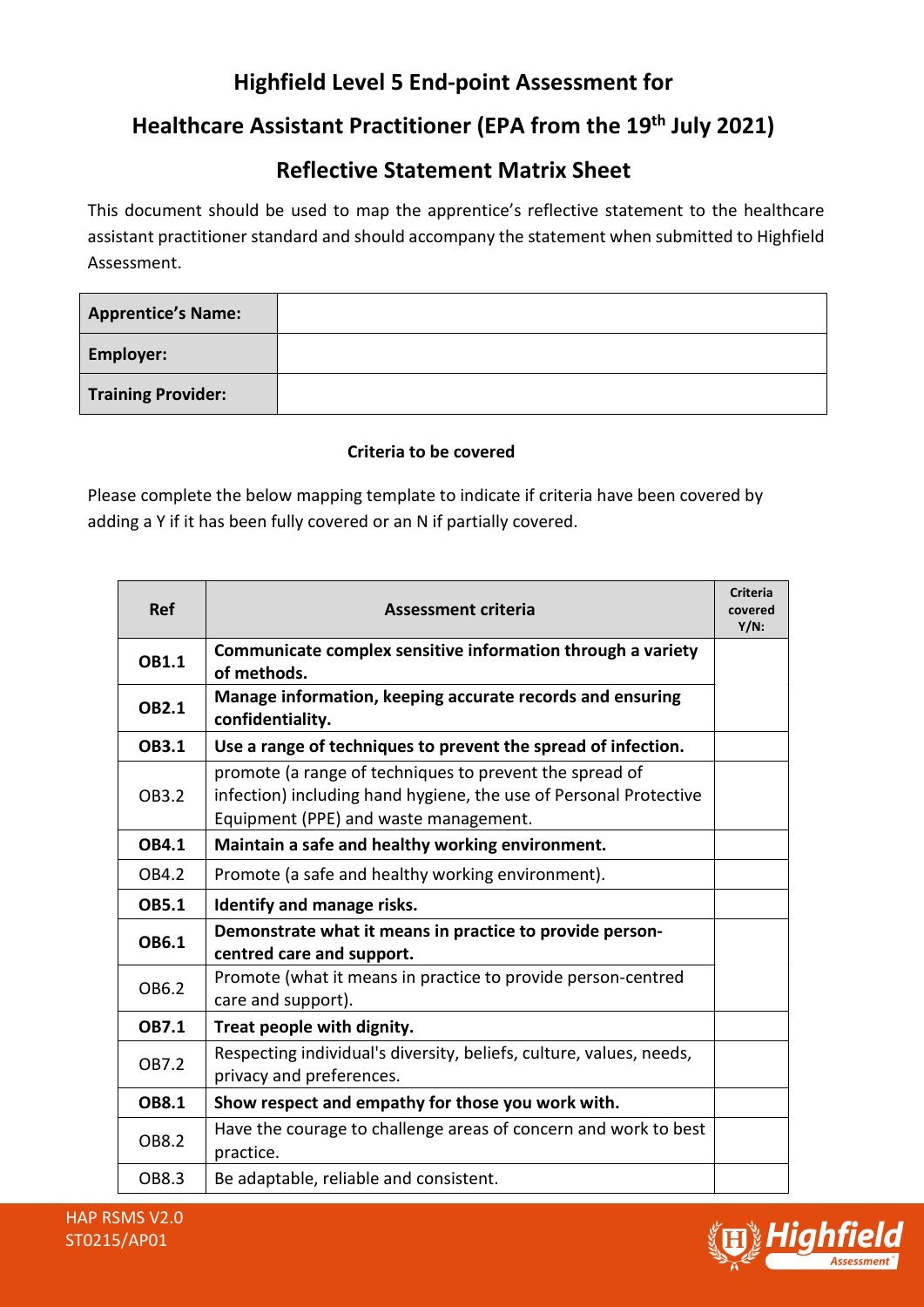# Highfield Level 5 End-point Assessment for

# Healthcare Assistant Practitioner (EPA from the 19th July 2021)

## Reflective Statement Matrix Sheet

This document should be used to map the apprentice's reflective statement to the healthcare assistant practitioner standard and should accompany the statement when submitted to Highfield Assessment.

| **Apprentice's Name:** | |
|---|---|
| **Employer:** | |
| **Training Provider:** | |

**Criteria to be covered**

Please complete the below mapping template to indicate if criteria have been covered by adding a Y if it has been fully covered or an N if partially covered.

| Ref | Assessment criteria | Criteria covered Y/N: |
|---|---|---|
| **OB1.1** | **Communicate complex sensitive information through a variety of methods.** | |
| **OB2.1** | **Manage information, keeping accurate records and ensuring confidentiality.** | |
| **OB3.1** | **Use a range of techniques to prevent the spread of infection.** | |
| OB3.2 | promote (a range of techniques to prevent the spread of infection) including hand hygiene, the use of Personal Protective Equipment (PPE) and waste management. | |
| **OB4.1** | **Maintain a safe and healthy working environment.** | |
| OB4.2 | Promote (a safe and healthy working environment). | |
| **OB5.1** | **Identify and manage risks.** | |
| **OB6.1** | **Demonstrate what it means in practice to provide person-centred care and support.** | |
| OB6.2 | Promote (what it means in practice to provide person-centred care and support). | |
| **OB7.1** | **Treat people with dignity.** | |
| OB7.2 | Respecting individual's diversity, beliefs, culture, values, needs, privacy and preferences. | |
| **OB8.1** | **Show respect and empathy for those you work with.** | |
| OB8.2 | Have the courage to challenge areas of concern and work to best practice. | |
| OB8.3 | Be adaptable, reliable and consistent. | |

HAP RSMS V2.0
ST0215/AP01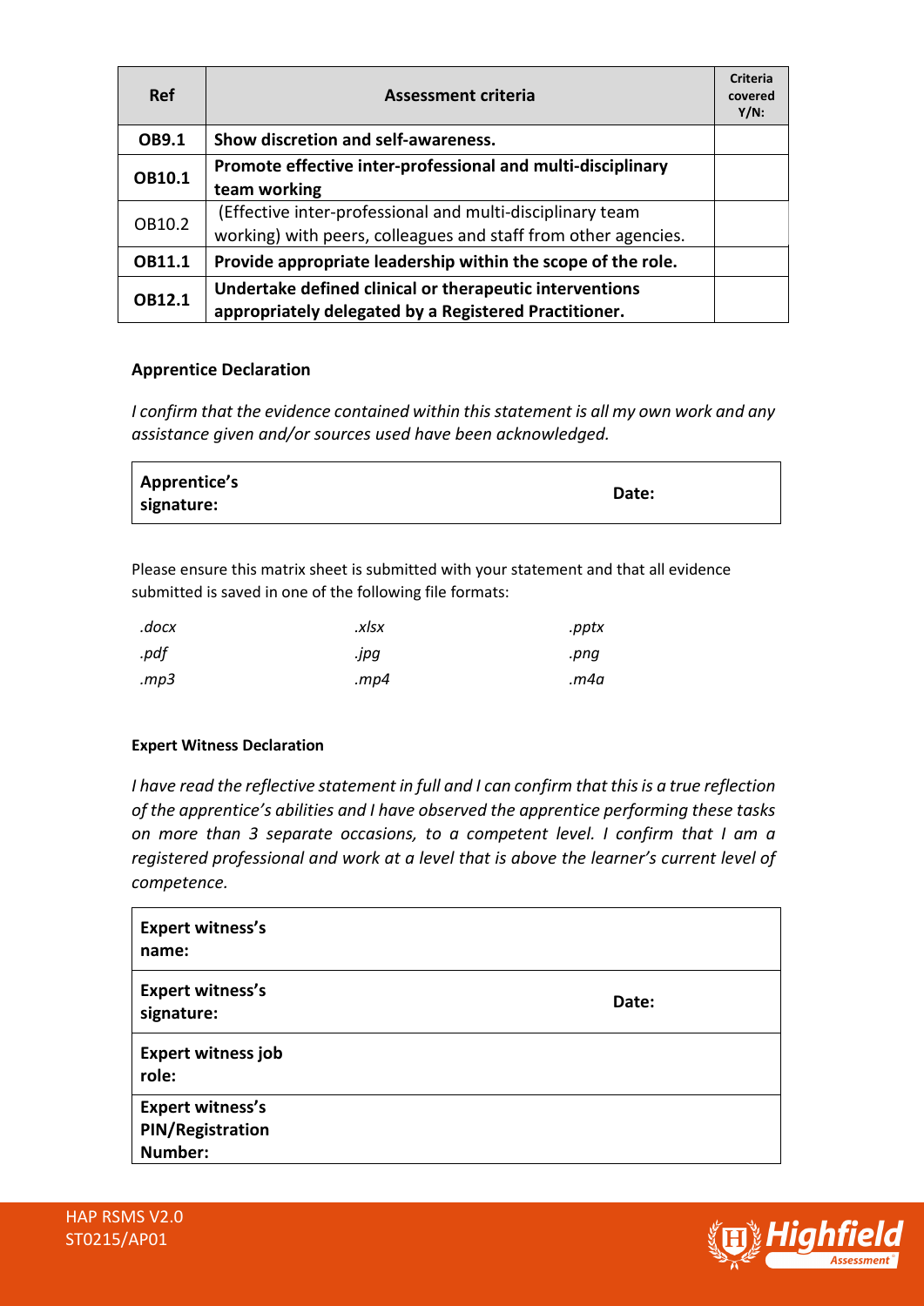| Ref | Assessment criteria | Criteria covered Y/N: |
|---|---|---|
| **OB9.1** | **Show discretion and self-awareness.** | |
| **OB10.1** | **Promote effective inter-professional and multi-disciplinary team working** | |
| OB10.2 | (Effective inter-professional and multi-disciplinary team working) with peers, colleagues and staff from other agencies. | |
| **OB11.1** | **Provide appropriate leadership within the scope of the role.** | |
| **OB12.1** | **Undertake defined clinical or therapeutic interventions appropriately delegated by a Registered Practitioner.** | |

**Apprentice Declaration**

*I confirm that the evidence contained within this statement is all my own work and any assistance given and/or sources used have been acknowledged.*

| | | | |
|---|---|---|---|
| **Apprentice's signature:** | | **Date:** | |

Please ensure this matrix sheet is submitted with your statement and that all evidence submitted is saved in one of the following file formats:

| | | |
|---|---|---|
| *.docx* | *.xlsx* | *.pptx* |
| *.pdf* | *.jpg* | *.png* |
| *.mp3* | *.mp4* | *.m4a* |

**Expert Witness Declaration**

*I have read the reflective statement in full and I can confirm that this is a true reflection of the apprentice's abilities and I have observed the apprentice performing these tasks on more than 3 separate occasions, to a competent level. I confirm that I am a registered professional and work at a level that is above the learner's current level of competence.*

| | | | |
|---|---|---|---|
| **Expert witness's name:** | | | |
| **Expert witness's signature:** | | **Date:** | |
| **Expert witness job role:** | | | |
| **Expert witness's PIN/Registration Number:** | | | |